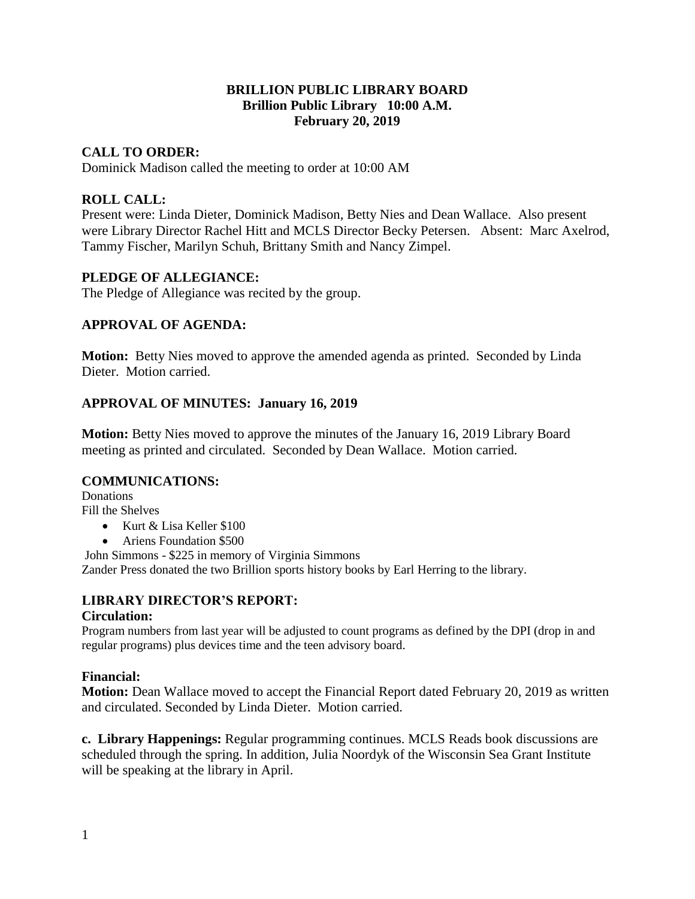# BRILLION PUBLIC LIBRARY BOARD
## Brillion Public Library 10:00 A.M.
## February 20, 2019

### CALL TO ORDER:

Dominick Madison called the meeting to order at 10:00 AM

### ROLL CALL:

Present were: Linda Dieter, Dominick Madison, Betty Nies and Dean Wallace. Also present were Library Director Rachel Hitt and MCLS Director Becky Petersen. Absent: Marc Axelrod, Tammy Fischer, Marilyn Schuh, Brittany Smith and Nancy Zimpel.

### PLEDGE OF ALLEGIANCE:

The Pledge of Allegiance was recited by the group.

### APPROVAL OF AGENDA:

**Motion:** Betty Nies moved to approve the amended agenda as printed. Seconded by Linda Dieter. Motion carried.

### APPROVAL OF MINUTES: January 16, 2019

**Motion:** Betty Nies moved to approve the minutes of the January 16, 2019 Library Board meeting as printed and circulated. Seconded by Dean Wallace. Motion carried.

### COMMUNICATIONS:

Donations

Fill the Shelves

- Kurt & Lisa Keller $100
- Ariens Foundation $500

John Simmons - $225 in memory of Virginia Simmons

Zander Press donated the two Brillion sports history books by Earl Herring to the library.

### LIBRARY DIRECTOR'S REPORT:

**Circulation:**

Program numbers from last year will be adjusted to count programs as defined by the DPI (drop in and regular programs) plus devices time and the teen advisory board.

**Financial:**

**Motion:** Dean Wallace moved to accept the Financial Report dated February 20, 2019 as written and circulated. Seconded by Linda Dieter. Motion carried.

**c. Library Happenings:** Regular programming continues. MCLS Reads book discussions are scheduled through the spring. In addition, Julia Noordyk of the Wisconsin Sea Grant Institute will be speaking at the library in April.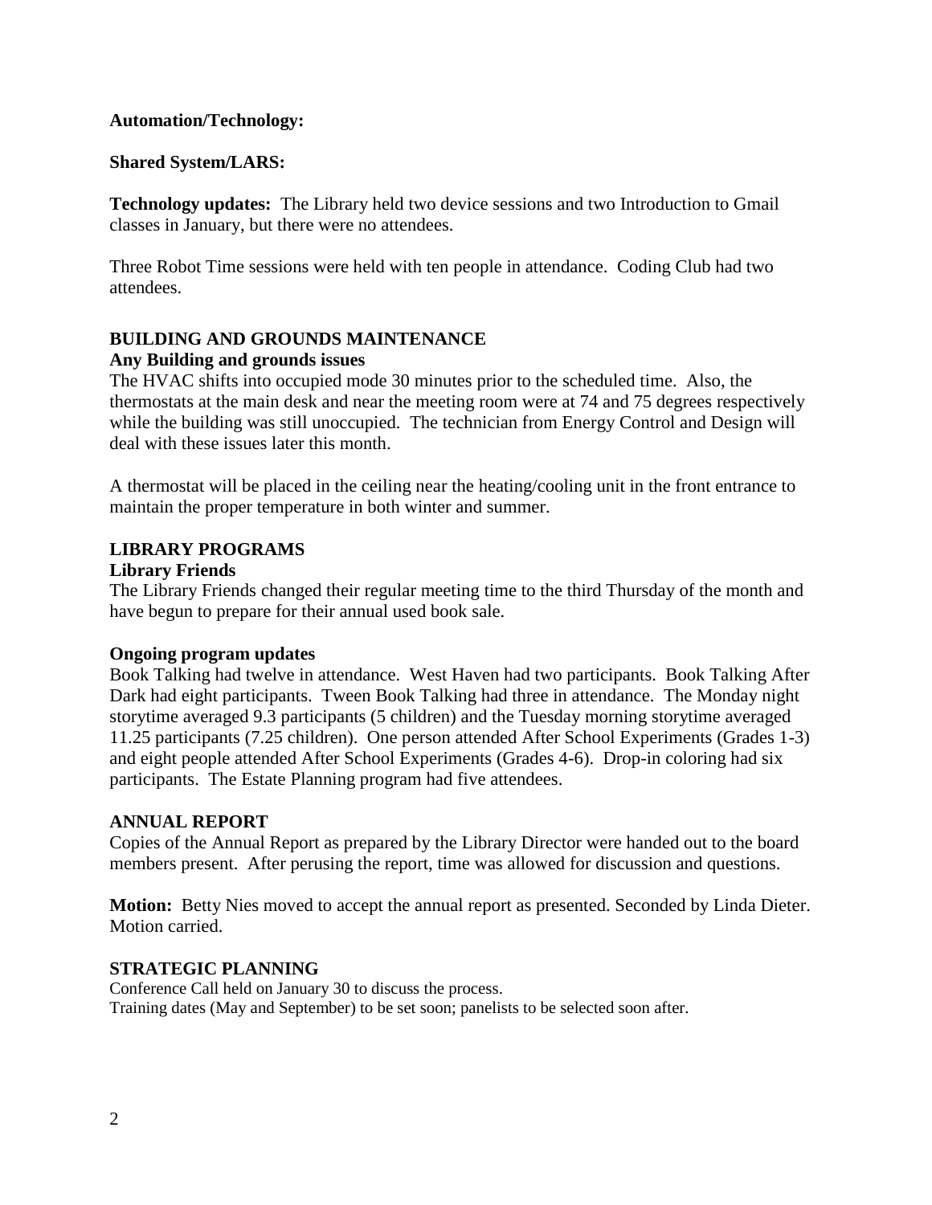**Automation/Technology:**

**Shared System/LARS:**

**Technology updates:** The Library held two device sessions and two Introduction to Gmail classes in January, but there were no attendees.

Three Robot Time sessions were held with ten people in attendance. Coding Club had two attendees.

## BUILDING AND GROUNDS MAINTENANCE

**Any Building and grounds issues**

The HVAC shifts into occupied mode 30 minutes prior to the scheduled time. Also, the thermostats at the main desk and near the meeting room were at 74 and 75 degrees respectively while the building was still unoccupied. The technician from Energy Control and Design will deal with these issues later this month.

A thermostat will be placed in the ceiling near the heating/cooling unit in the front entrance to maintain the proper temperature in both winter and summer.

## LIBRARY PROGRAMS

**Library Friends**

The Library Friends changed their regular meeting time to the third Thursday of the month and have begun to prepare for their annual used book sale.

**Ongoing program updates**

Book Talking had twelve in attendance. West Haven had two participants. Book Talking After Dark had eight participants. Tween Book Talking had three in attendance. The Monday night storytime averaged 9.3 participants (5 children) and the Tuesday morning storytime averaged 11.25 participants (7.25 children). One person attended After School Experiments (Grades 1-3) and eight people attended After School Experiments (Grades 4-6). Drop-in coloring had six participants. The Estate Planning program had five attendees.

## ANNUAL REPORT

Copies of the Annual Report as prepared by the Library Director were handed out to the board members present. After perusing the report, time was allowed for discussion and questions.

**Motion:** Betty Nies moved to accept the annual report as presented. Seconded by Linda Dieter. Motion carried.

## STRATEGIC PLANNING

Conference Call held on January 30 to discuss the process.
Training dates (May and September) to be set soon; panelists to be selected soon after.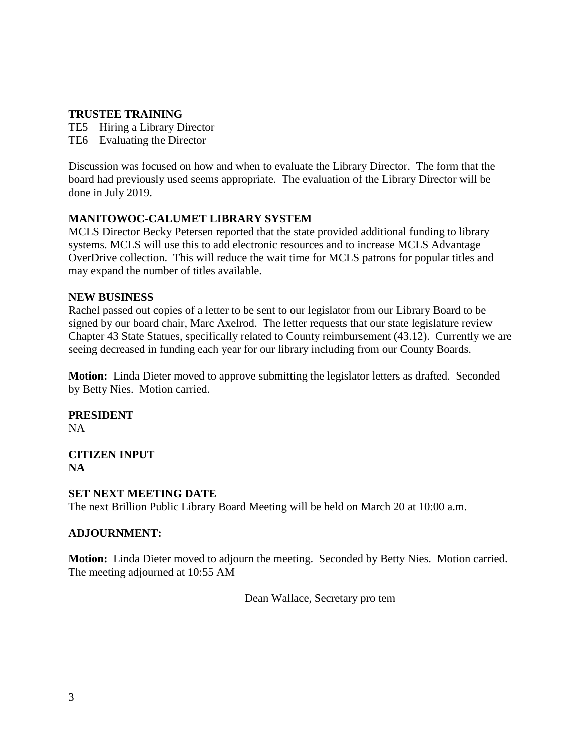**TRUSTEE TRAINING**
TE5 – Hiring a Library Director
TE6 – Evaluating the Director

Discussion was focused on how and when to evaluate the Library Director. The form that the board had previously used seems appropriate. The evaluation of the Library Director will be done in July 2019.

**MANITOWOC-CALUMET LIBRARY SYSTEM**
MCLS Director Becky Petersen reported that the state provided additional funding to library systems. MCLS will use this to add electronic resources and to increase MCLS Advantage OverDrive collection. This will reduce the wait time for MCLS patrons for popular titles and may expand the number of titles available.

**NEW BUSINESS**
Rachel passed out copies of a letter to be sent to our legislator from our Library Board to be signed by our board chair, Marc Axelrod. The letter requests that our state legislature review Chapter 43 State Statues, specifically related to County reimbursement (43.12). Currently we are seeing decreased in funding each year for our library including from our County Boards.

**Motion:** Linda Dieter moved to approve submitting the legislator letters as drafted. Seconded by Betty Nies. Motion carried.

**PRESIDENT**
NA

**CITIZEN INPUT**
**NA**

**SET NEXT MEETING DATE**
The next Brillion Public Library Board Meeting will be held on March 20 at 10:00 a.m.

**ADJOURNMENT:**

**Motion:** Linda Dieter moved to adjourn the meeting. Seconded by Betty Nies. Motion carried. The meeting adjourned at 10:55 AM

Dean Wallace, Secretary pro tem